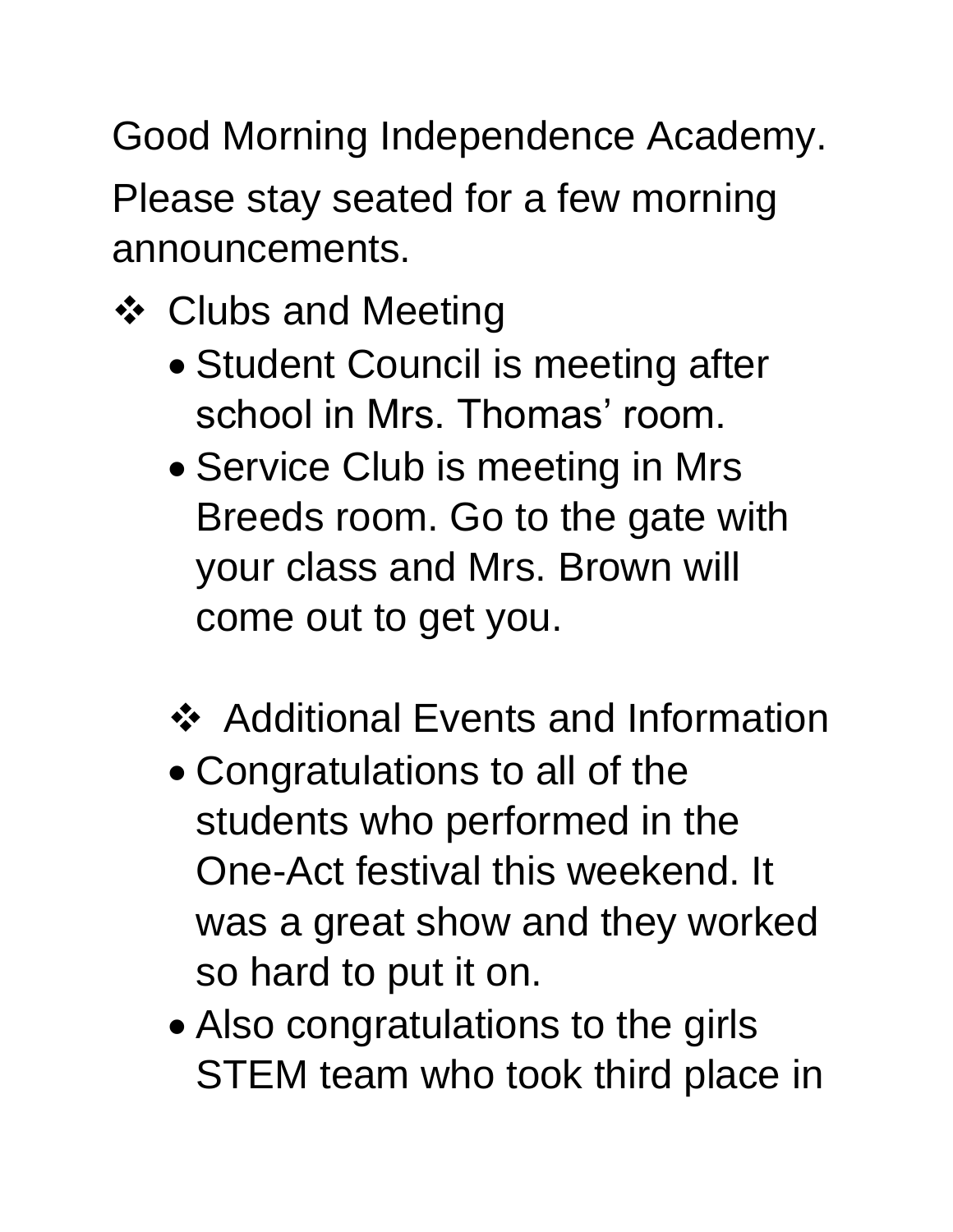Good Morning Independence Academy.

Please stay seated for a few morning announcements.

- ❖ Clubs and Meeting
  - Student Council is meeting after school in Mrs. Thomas' room.
  - Service Club is meeting in Mrs Breeds room. Go to the gate with your class and Mrs. Brown will come out to get you.

- ❖ Additional Events and Information
  - Congratulations to all of the students who performed in the One-Act festival this weekend. It was a great show and they worked so hard to put it on.
  - Also congratulations to the girls STEM team who took third place in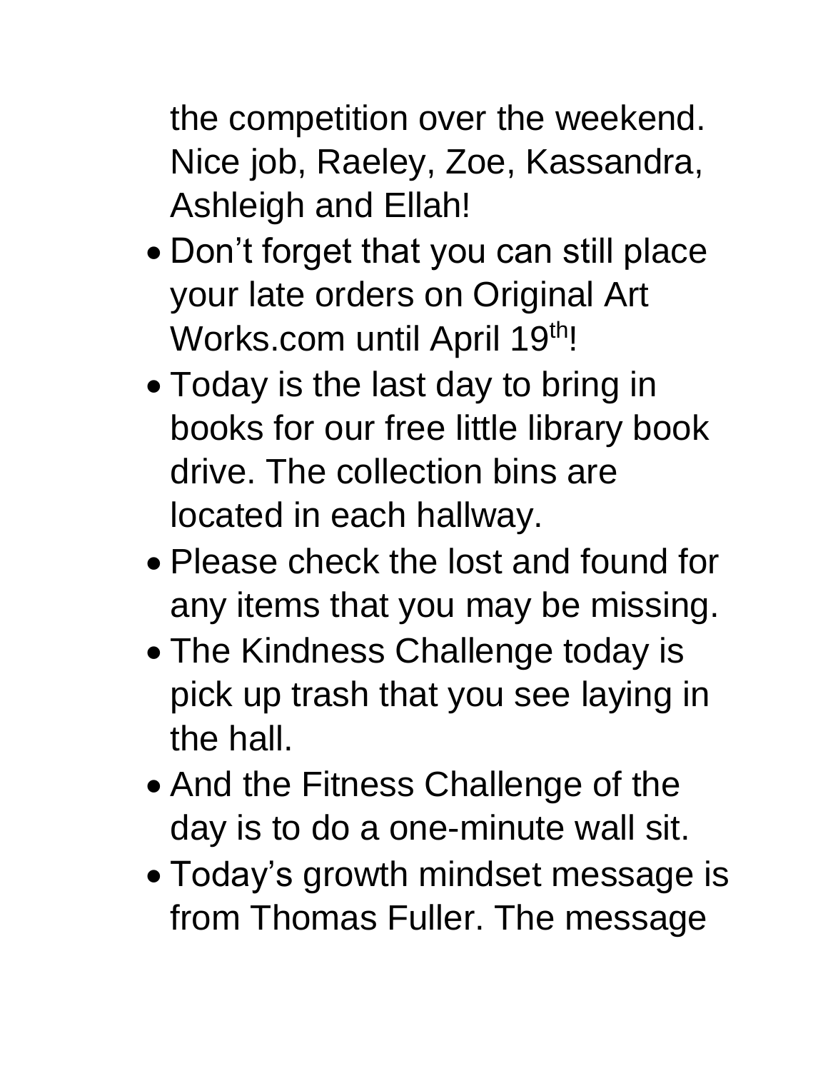the competition over the weekend. Nice job, Raeley, Zoe, Kassandra, Ashleigh and Ellah!

- Don't forget that you can still place your late orders on Original Art Works.com until April 19th!
- Today is the last day to bring in books for our free little library book drive. The collection bins are located in each hallway.
- Please check the lost and found for any items that you may be missing.
- The Kindness Challenge today is pick up trash that you see laying in the hall.
- And the Fitness Challenge of the day is to do a one-minute wall sit.
- Today's growth mindset message is from Thomas Fuller. The message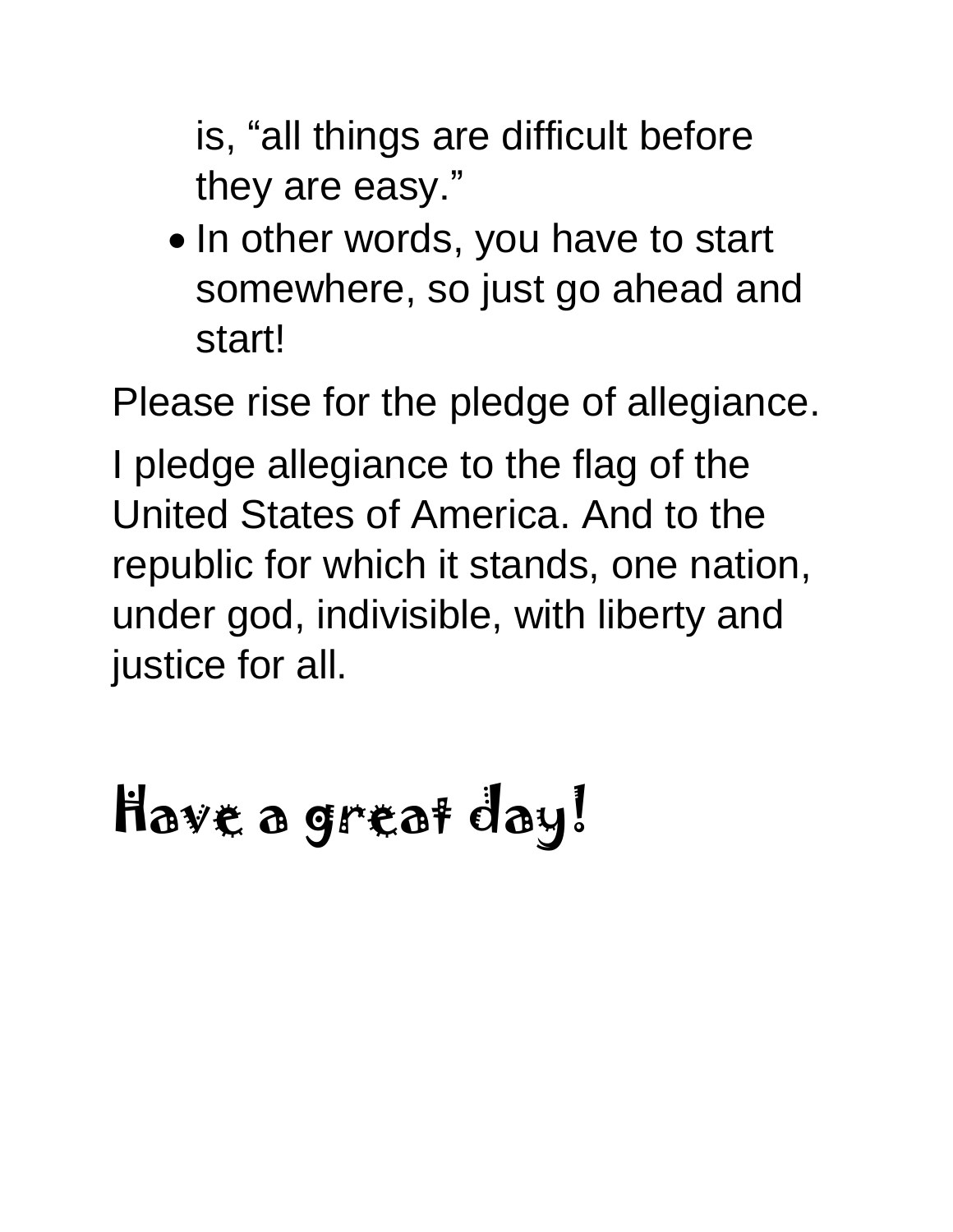is, "all things are difficult before they are easy."

- In other words, you have to start somewhere, so just go ahead and start!

Please rise for the pledge of allegiance.

I pledge allegiance to the flag of the United States of America. And to the republic for which it stands, one nation, under god, indivisible, with liberty and justice for all.

# Have a great day!